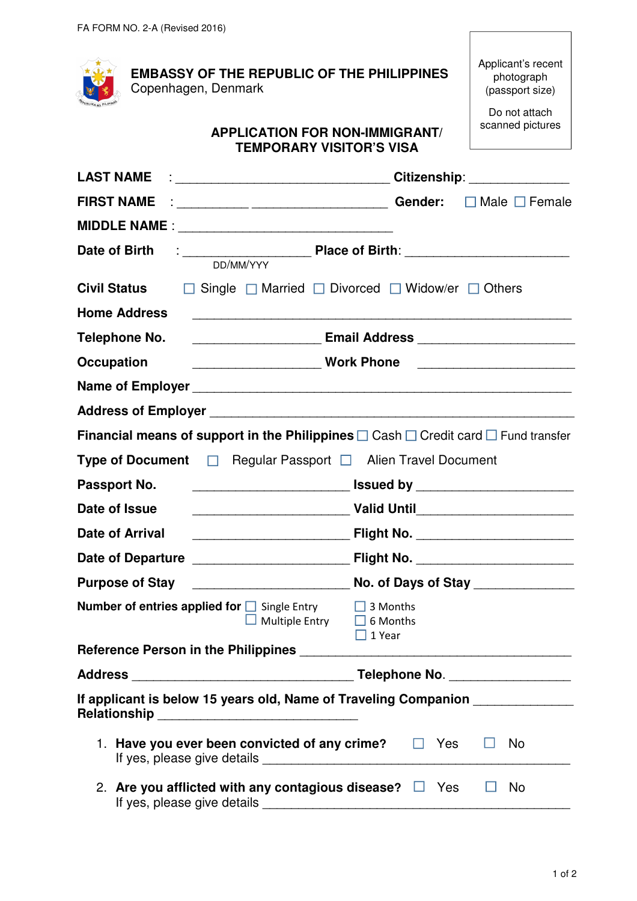FA FORM NO. 2-A (Revised 2016)

**EMBASSY OF THE REPUBLIC OF THE PHILIPPINES**
Copenhagen, Denmark

Applicant's recent photograph (passport size)

Do not attach scanned pictures

## APPLICATION FOR NON-IMMIGRANT/ TEMPORARY VISITOR'S VISA

**LAST NAME** : ______________________________ **Citizenship**: _____________

**FIRST NAME** : __________ __________________ **Gender:** ☐ Male ☐ Female

**MIDDLE NAME** : ______________________________

**Date of Birth** : __________________ **Place of Birth**: ______________________
DD/MM/YYY

**Civil Status** ☐ Single ☐ Married ☐ Divorced ☐ Widow/er ☐ Others

**Home Address** ______________________________________________________

**Telephone No.** __________________ **Email Address** ______________________

**Occupation** __________________ **Work Phone** ______________________

**Name of Employer** _____________________________________________________

**Address of Employer** ___________________________________________________

**Financial means of support in the Philippines** ☐ Cash ☐ Credit card ☐ Fund transfer

**Type of Document** ☐ Regular Passport ☐ Alien Travel Document

**Passport No.** ______________________ **Issued by** ______________________

**Date of Issue** ______________________ **Valid Until**______________________

**Date of Arrival** ______________________ **Flight No.** ______________________

**Date of Departure** ______________________ **Flight No.** ______________________

**Purpose of Stay** ______________________ **No. of Days of Stay** _____________

**Number of entries applied for** ☐ Single Entry ☐ Multiple Entry ☐ 3 Months ☐ 6 Months ☐ 1 Year

**Reference Person in the Philippines** ______________________________________

**Address** ______________________________ **Telephone No.** ________________

**If applicant is below 15 years old, Name of Traveling Companion** _____________
**Relationship** ___________________________

1. **Have you ever been convicted of any crime?** ☐ Yes ☐ No
   If yes, please give details ______________________________________

2. **Are you afflicted with any contagious disease?** ☐ Yes ☐ No
   If yes, please give details ______________________________________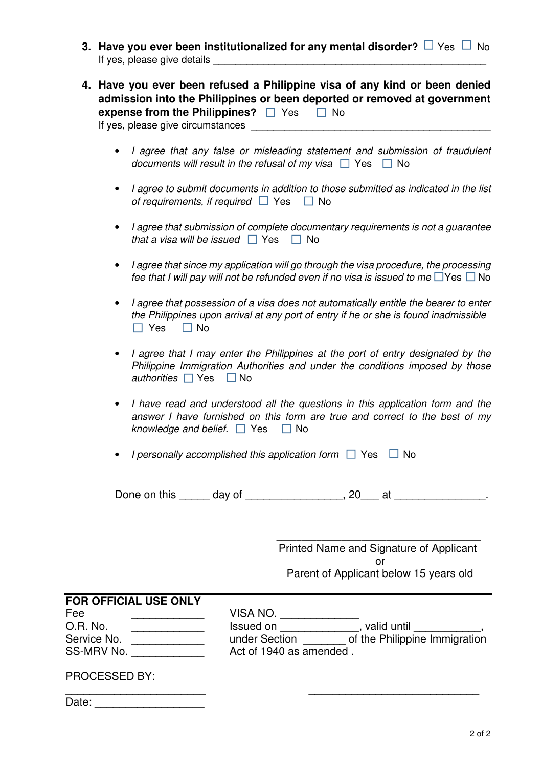3. **Have you ever been institutionalized for any mental disorder?** ☐ Yes ☐ No
   If yes, please give details ______________________________________________

4. **Have you ever been refused a Philippine visa of any kind or been denied admission into the Philippines or been deported or removed at government expense from the Philippines?** ☐ Yes ☐ No
   If yes, please give circumstances ____________________________________________

- *I agree that any false or misleading statement and submission of fraudulent documents will result in the refusal of my visa* ☐ Yes ☐ No

- *I agree to submit documents in addition to those submitted as indicated in the list of requirements, if required* ☐ Yes ☐ No

- *I agree that submission of complete documentary requirements is not a guarantee that a visa will be issued* ☐ Yes ☐ No

- *I agree that since my application will go through the visa procedure, the processing fee that I will pay will not be refunded even if no visa is issued to me* ☐Yes ☐ No

- *I agree that possession of a visa does not automatically entitle the bearer to enter the Philippines upon arrival at any port of entry if he or she is found inadmissible* ☐ Yes ☐ No

- *I agree that I may enter the Philippines at the port of entry designated by the Philippine Immigration Authorities and under the conditions imposed by those authorities* ☐ Yes ☐ No

- *I have read and understood all the questions in this application form and the answer I have furnished on this form are true and correct to the best of my knowledge and belief.* ☐ Yes ☐ No

- *I personally accomplished this application form* ☐ Yes ☐ No

Done on this _____ day of ________________, 20___ at _______________.

_________________________________
Printed Name and Signature of Applicant
or
Parent of Applicant below 15 years old

**FOR OFFICIAL USE ONLY**

Fee ____________
O.R. No. ____________
Service No. ____________
SS-MRV No. ____________

VISA NO. _____________
Issued on _____________, valid until ___________,
under Section _______ of the Philippine Immigration Act of 1940 as amended .

PROCESSED BY:

______________________ ____________________________

Date: __________________